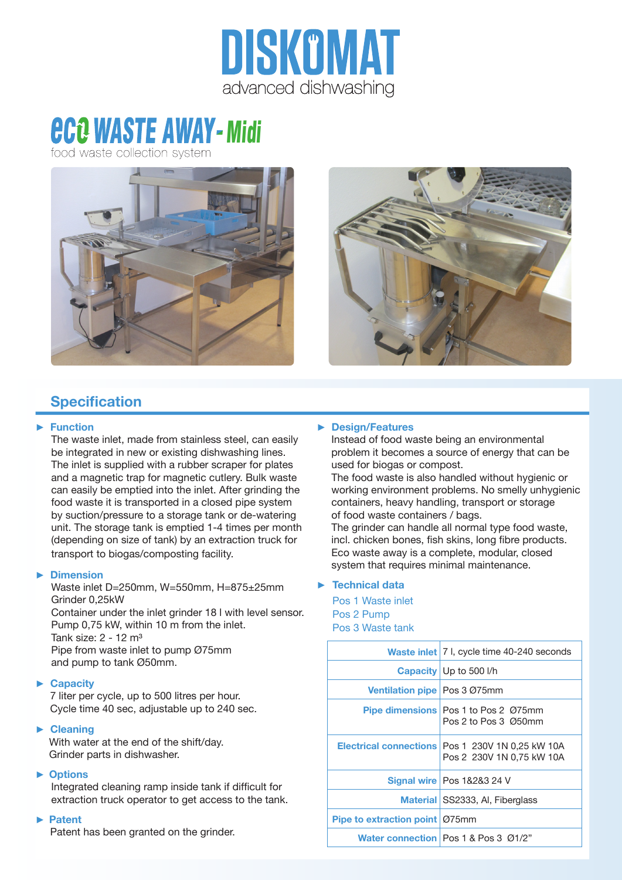# DISKOMAT

advanced dishwashing

# eco WASTE AWAY - Midi

food waste collection system

## Specification

### ► Function

The waste inlet, made from stainless steel, can easily be integrated in new or existing dishwashing lines. The inlet is supplied with a rubber scraper for plates and a magnetic trap for magnetic cutlery. Bulk waste can easily be emptied into the inlet. After grinding the food waste it is transported in a closed pipe system by suction/pressure to a storage tank or de-watering unit. The storage tank is emptied 1-4 times per month (depending on size of tank) by an extraction truck for transport to biogas/composting facility.

### ► Dimension

Waste inlet D=250mm, W=550mm, H=875±25mm
Grinder 0,25kW
Container under the inlet grinder 18 l with level sensor.
Pump 0,75 kW, within 10 m from the inlet.
Tank size: 2 - 12 m³
Pipe from waste inlet to pump Ø75mm
and pump to tank Ø50mm.

### ► Capacity

7 liter per cycle, up to 500 litres per hour.
Cycle time 40 sec, adjustable up to 240 sec.

### ► Cleaning

With water at the end of the shift/day.
Grinder parts in dishwasher.

### ► Options

Integrated cleaning ramp inside tank if difficult for extraction truck operator to get access to the tank.

### ► Patent

Patent has been granted on the grinder.

### ► Design/Features

Instead of food waste being an environmental problem it becomes a source of energy that can be used for biogas or compost.
The food waste is also handled without hygienic or working environment problems. No smelly unhygienic containers, heavy handling, transport or storage of food waste containers / bags.
The grinder can handle all normal type food waste, incl. chicken bones, fish skins, long fibre products.
Eco waste away is a complete, modular, closed system that requires minimal maintenance.

### ► Technical data

Pos 1 Waste inlet
Pos 2 Pump
Pos 3 Waste tank

| | |
|---|---|
| **Waste inlet** | 7 l, cycle time 40-240 seconds |
| **Capacity** | Up to 500 l/h |
| **Ventilation pipe** | Pos 3 Ø75mm |
| **Pipe dimensions** | Pos 1 to Pos 2 Ø75mm<br>Pos 2 to Pos 3 Ø50mm |
| **Electrical connections** | Pos 1 230V 1N 0,25 kW 10A<br>Pos 2 230V 1N 0,75 kW 10A |
| **Signal wire** | Pos 1&2&3 24 V |
| **Material** | SS2333, Al, Fiberglass |
| **Pipe to extraction point** | Ø75mm |
| **Water connection** | Pos 1 & Pos 3 Ø1/2" |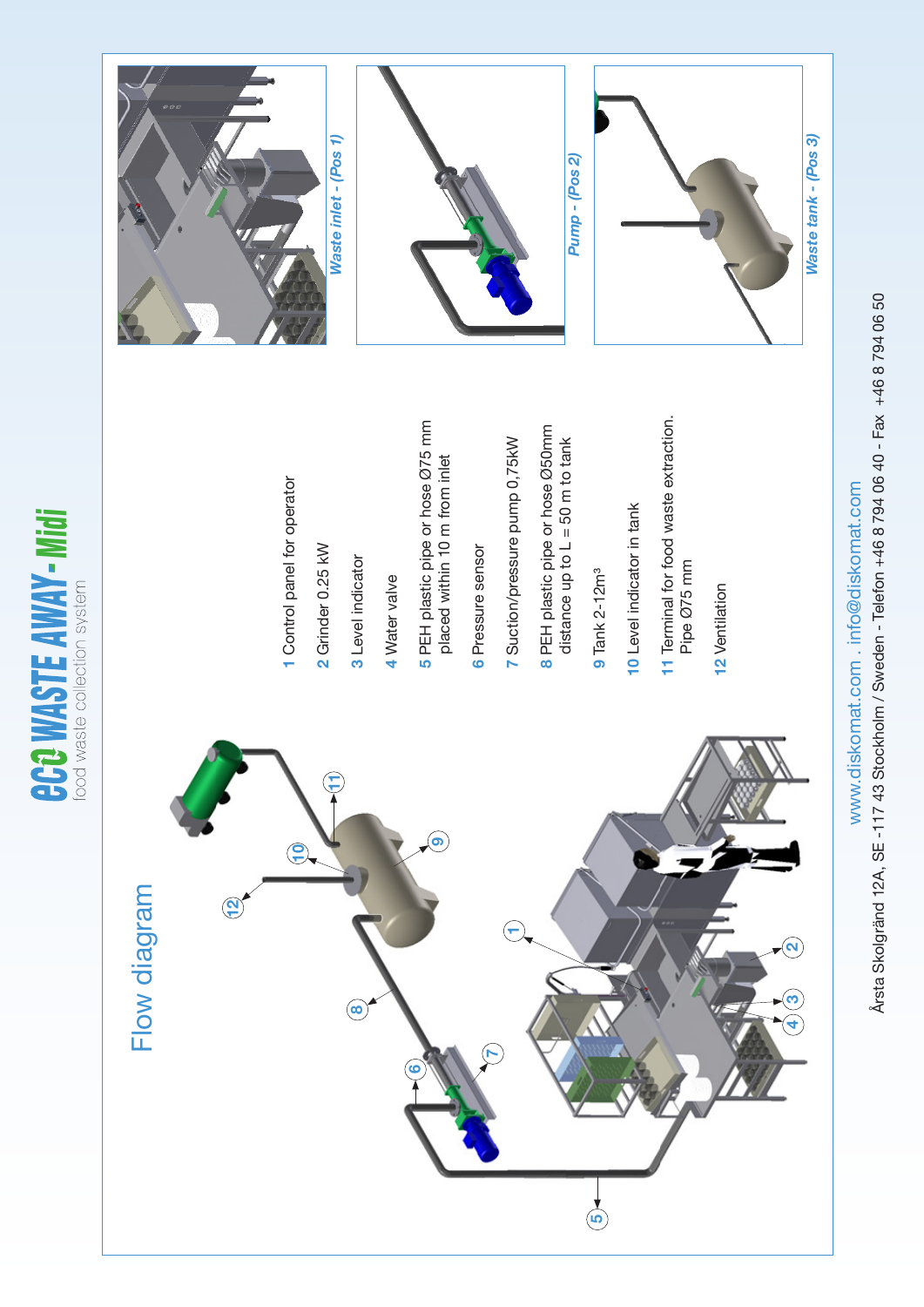# eco WASTE AWAY - Midi

food waste collection system

## Flow diagram

5
6
7
8
12
10
11
9
1
2
3
4

1 Control panel for operator

2 Grinder 0.25 kW

3 Level indicator

4 Water valve

5 PEH plastic pipe or hose Ø75 mm placed within 10 m from inlet

6 Pressure sensor

7 Suction/pressure pump 0,75kW

8 PEH plastic pipe or hose Ø50mm distance up to L = 50 m to tank

9 Tank 2-12m³

10 Level indicator in tank

11 Terminal for food waste extraction. Pipe Ø75 mm

12 Ventilation

*Waste inlet - (Pos 1)*

*Pump - (Pos 2)*

*Waste tank - (Pos 3)*

www.diskomat.com . info@diskomat.com

Årsta Skolgränd 12A, SE -117 43 Stockholm / Sweden - Telefon +46 8 794 06 40 - Fax +46 8 794 06 50